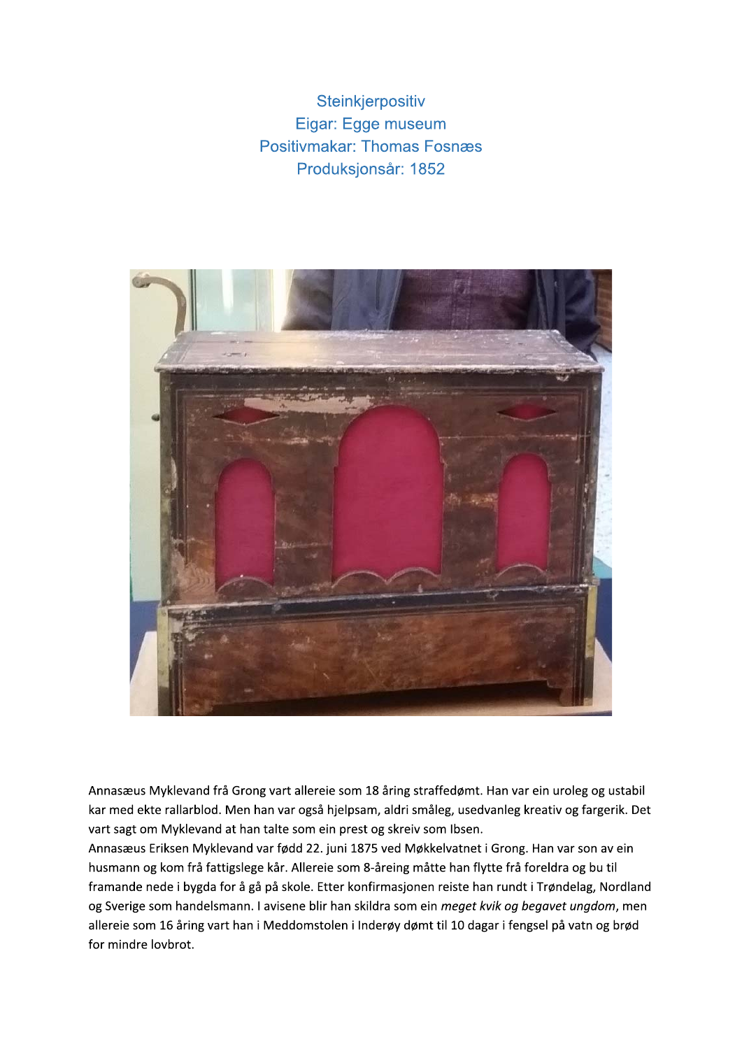Steinkjerpositiv
Eigar: Egge museum
Positivmakar: Thomas Fosnæs
Produksjonsår: 1852

Annasæus Myklevand frå Grong vart allereie som 18 åring straffedømt. Han var ein uroleg og ustabil kar med ekte rallarblod. Men han var også hjelpsam, aldri småleg, usedvanleg kreativ og fargerik. Det vart sagt om Myklevand at han talte som ein prest og skreiv som Ibsen.
Annasæus Eriksen Myklevand var født 22. juni 1875 ved Møkkelvatnet i Grong. Han var son av ein husmann og kom frå fattigslege kår. Allereie som 8-åreing måtte han flytte frå foreldra og bu til framande nede i bygda for å gå på skole. Etter konfirmasjonen reiste han rundt i Trøndelag, Nordland og Sverige som handelsmann. I avisene blir han skildra som ein *meget kvik og begavet ungdom*, men allereie som 16 åring vart han i Meddomstolen i Inderøy dømt til 10 dagar i fengsel på vatn og brød for mindre lovbrot.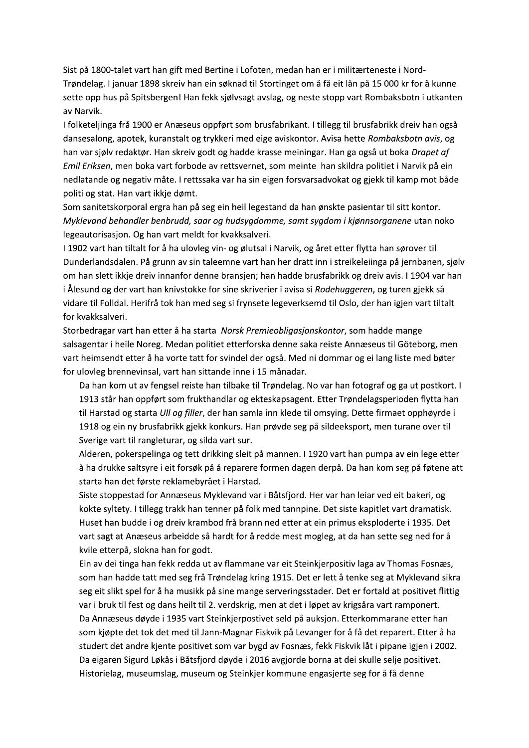Sist på 1800-talet vart han gift med Bertine i Lofoten, medan han er i militærteneste i Nord-Trøndelag. I januar 1898 skreiv han ein søknad til Stortinget om å få eit lån på 15 000 kr for å kunne sette opp hus på Spitsbergen! Han fekk sjølvsagt avslag, og neste stopp vart Rombaksbotn i utkanten av Narvik.

I folketeljinga frå 1900 er Anæseus oppført som brusfabrikant. I tillegg til brusfabrikk dreiv han også dansesalong, apotek, kuranstalt og trykkeri med eige aviskontor. Avisa hette *Rombaksbotn avis*, og han var sjølv redaktør. Han skreiv godt og hadde krasse meiningar. Han ga også ut boka *Drapet af Emil Eriksen*, men boka vart forbode av rettsvernet, som meinte han skildra politiet i Narvik på ein nedlatande og negativ måte. I rettssaka var ha sin eigen forsvarsadvokat og gjekk til kamp mot både politi og stat. Han vart ikkje dømt.

Som sanitetskorporal ergra han på seg ein heil legestand da han ønskte pasientar til sitt kontor. *Myklevand behandler benbrudd, saar og hudsygdomme, samt sygdom i kjønnsorganene* utan noko legeautorisasjon. Og han vart meldt for kvakksalveri.

I 1902 vart han tiltalt for å ha ulovleg vin- og ølutsal i Narvik, og året etter flytta han sørover til Dunderlandsdalen. På grunn av sin taleemne vart han her dratt inn i streikeleiinga på jernbanen, sjølv om han slett ikkje dreiv innanfor denne bransjen; han hadde brusfabrikk og dreiv avis. I 1904 var han i Ålesund og der vart han knivstokke for sine skriverier i avisa si *Rodehuggeren*, og turen gjekk så vidare til Folldal. Herifrå tok han med seg si frynsete legeverksemd til Oslo, der han igjen vart tiltalt for kvakksalveri.

Storbedragar vart han etter å ha starta *Norsk Premieobligasjonskontor*, som hadde mange salsagentar i heile Noreg. Medan politiet etterforska denne saka reiste Annæseus til Göteborg, men vart heimsendt etter å ha vorte tatt for svindel der også. Med ni dommar og ei lang liste med bøter for ulovleg brennevinsal, vart han sittande inne i 15 månadar.

Da han kom ut av fengsel reiste han tilbake til Trøndelag. No var han fotograf og ga ut postkort. I 1913 står han oppført som frukthandlar og ekteskapsagent. Etter Trøndelagsperioden flytta han til Harstad og starta *Ull og filler*, der han samla inn klede til omsying. Dette firmaet opphøyrde i 1918 og ein ny brusfabrikk gjekk konkurs. Han prøvde seg på sildeeksport, men turane over til Sverige vart til rangleturar, og silda vart sur.

Alderen, pokerspelinga og tett drikking sleit på mannen. I 1920 vart han pumpa av ein lege etter å ha drukke saltsyre i eit forsøk på å reparere formen dagen derpå. Da han kom seg på føtene att starta han det første reklamebyrået i Harstad.

Siste stoppestad for Annæseus Myklevand var i Båtsfjord. Her var han leiar ved eit bakeri, og kokte syltety. I tillegg trakk han tenner på folk med tannpine. Det siste kapitlet vart dramatisk. Huset han budde i og dreiv krambod frå brann ned etter at ein primus eksploderte i 1935. Det vart sagt at Anæseus arbeidde så hardt for å redde mest mogleg, at da han sette seg ned for å kvile etterpå, slokna han for godt.

Ein av dei tinga han fekk redda ut av flammane var eit Steinkjerpositiv laga av Thomas Fosnæs, som han hadde tatt med seg frå Trøndelag kring 1915. Det er lett å tenke seg at Myklevand sikra seg eit slikt spel for å ha musikk på sine mange serveringsstader. Det er fortald at positivet flittig var i bruk til fest og dans heilt til 2. verdskrig, men at det i løpet av krigsåra vart ramponert.

Da Annæseus døyde i 1935 vart Steinkjerpostivet seld på auksjon. Etterkommarane etter han som kjøpte det tok det med til Jann-Magnar Fiskvik på Levanger for å få det reparert. Etter å ha studert det andre kjente positivet som var bygd av Fosnæs, fekk Fiskvik låt i pipane igjen i 2002.

Da eigaren Sigurd Løkås i Båtsfjord døyde i 2016 avgjorde borna at dei skulle selje positivet. Historielag, museumslag, museum og Steinkjer kommune engasjerte seg for å få denne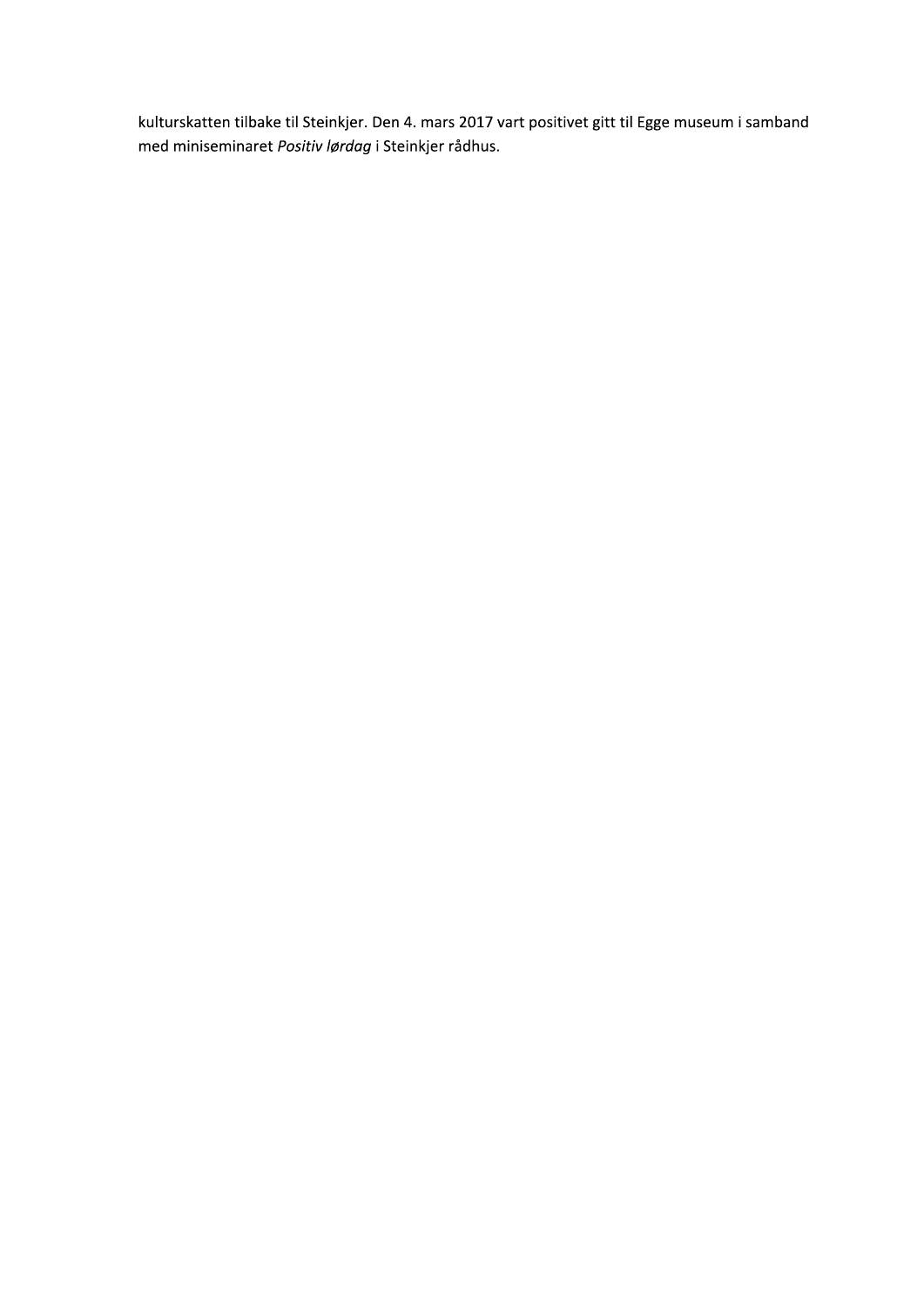kulturskatten tilbake til Steinkjer. Den 4. mars 2017 vart positivet gitt til Egge museum i samband med miniseminaret *Positiv lørdag* i Steinkjer rådhus.